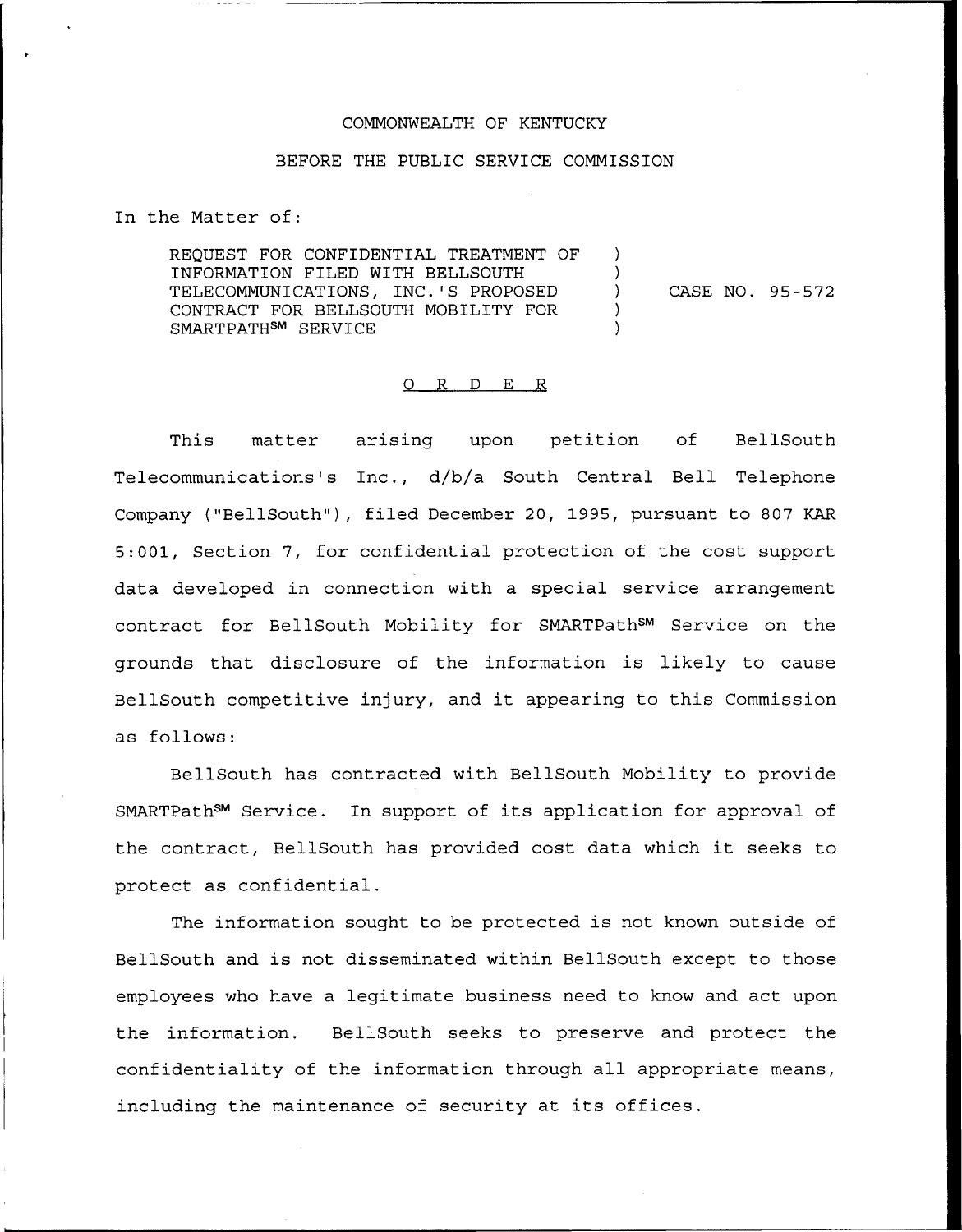COMMONWEALTH OF KENTUCKY

BEFORE THE PUBLIC SERVICE COMMISSION

In the Matter of:

REQUEST FOR CONFIDENTIAL TREATMENT OF INFORMATION FILED WITH BELLSOUTH TELECOMMUNICATIONS, INC.'S PROPOSED CONTRACT FOR BELLSOUTH MOBILITY FOR SMARTPATH℠ SERVICE ) CASE NO. 95-572

O R D E R

This matter arising upon petition of BellSouth Telecommunications's Inc., d/b/a South Central Bell Telephone Company ("BellSouth"), filed December 20, 1995, pursuant to 807 KAR 5:001, Section 7, for confidential protection of the cost support data developed in connection with a special service arrangement contract for BellSouth Mobility for SMARTPath℠ Service on the grounds that disclosure of the information is likely to cause BellSouth competitive injury, and it appearing to this Commission as follows:

BellSouth has contracted with BellSouth Mobility to provide SMARTPath℠ Service. In support of its application for approval of the contract, BellSouth has provided cost data which it seeks to protect as confidential.

The information sought to be protected is not known outside of BellSouth and is not disseminated within BellSouth except to those employees who have a legitimate business need to know and act upon the information. BellSouth seeks to preserve and protect the confidentiality of the information through all appropriate means, including the maintenance of security at its offices.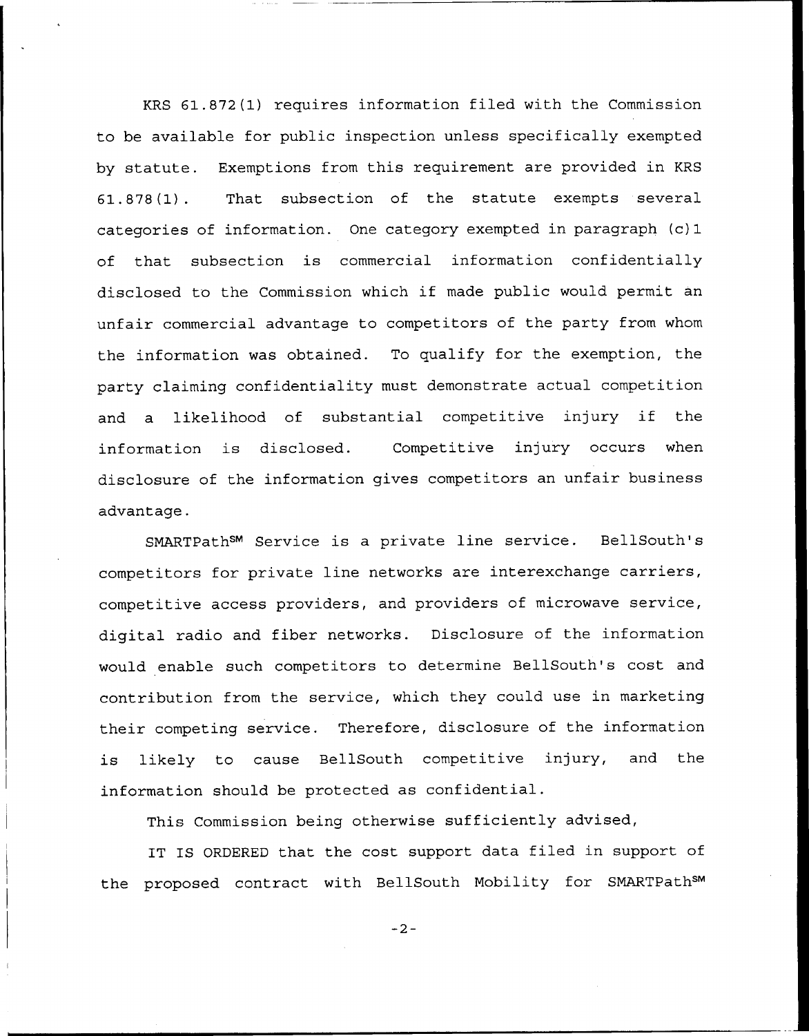KRS 61.872(1) requires information filed with the Commission to be available for public inspection unless specifically exempted by statute. Exemptions from this requirement are provided in KRS 61.878(1). That subsection of the statute exempts several categories of information. One category exempted in paragraph (c)1 of that subsection is commercial information confidentially disclosed to the Commission which if made public would permit an unfair commercial advantage to competitors of the party from whom the information was obtained. To qualify for the exemption, the party claiming confidentiality must demonstrate actual competition and a likelihood of substantial competitive injury if the information is disclosed. Competitive injury occurs when disclosure of the information gives competitors an unfair business advantage.

SMARTPath℠ Service is a private line service. BellSouth's competitors for private line networks are interexchange carriers, competitive access providers, and providers of microwave service, digital radio and fiber networks. Disclosure of the information would enable such competitors to determine BellSouth's cost and contribution from the service, which they could use in marketing their competing service. Therefore, disclosure of the information is likely to cause BellSouth competitive injury, and the information should be protected as confidential.

This Commission being otherwise sufficiently advised,

IT IS ORDERED that the cost support data filed in support of the proposed contract with BellSouth Mobility for SMARTPath℠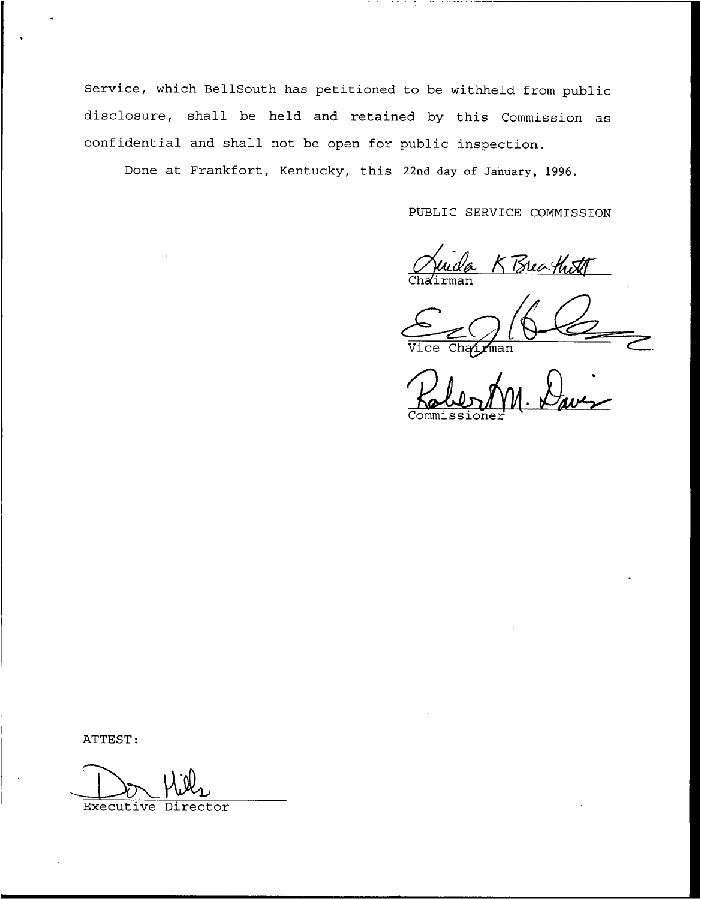Service, which BellSouth has petitioned to be withheld from public disclosure, shall be held and retained by this Commission as confidential and shall not be open for public inspection.

Done at Frankfort, Kentucky, this 22nd day of January, 1996.

PUBLIC SERVICE COMMISSION

Chairman

Vice Chairman

Commissioner

ATTEST:

Executive Director